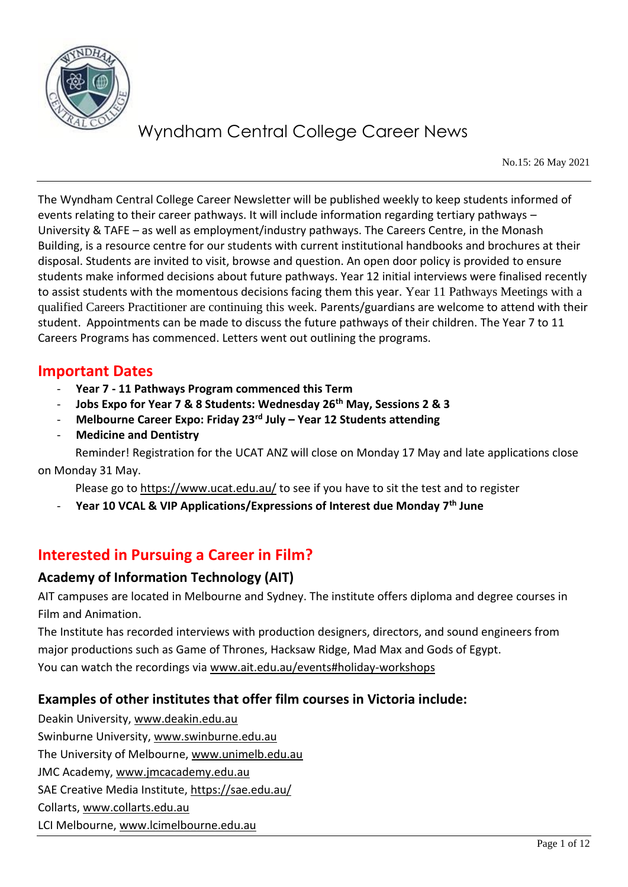# Wyndham Central College Career News

No.15: 26 May 2021

The Wyndham Central College Career Newsletter will be published weekly to keep students informed of events relating to their career pathways. It will include information regarding tertiary pathways – University & TAFE – as well as employment/industry pathways. The Careers Centre, in the Monash Building, is a resource centre for our students with current institutional handbooks and brochures at their disposal. Students are invited to visit, browse and question. An open door policy is provided to ensure students make informed decisions about future pathways. Year 12 initial interviews were finalised recently to assist students with the momentous decisions facing them this year. Year 11 Pathways Meetings with a qualified Careers Practitioner are continuing this week. Parents/guardians are welcome to attend with their student. Appointments can be made to discuss the future pathways of their children. The Year 7 to 11 Careers Programs has commenced. Letters went out outlining the programs.

## Important Dates

- **Year 7 - 11 Pathways Program commenced this Term**
- **Jobs Expo for Year 7 & 8 Students: Wednesday 26th May, Sessions 2 & 3**
- **Melbourne Career Expo: Friday 23rd July – Year 12 Students attending**
- **Medicine and Dentistry**

  Reminder! Registration for the UCAT ANZ will close on Monday 17 May and late applications close on Monday 31 May.

  Please go to https://www.ucat.edu.au/ to see if you have to sit the test and to register
- **Year 10 VCAL & VIP Applications/Expressions of Interest due Monday 7th June**

## Interested in Pursuing a Career in Film?

### Academy of Information Technology (AIT)

AIT campuses are located in Melbourne and Sydney. The institute offers diploma and degree courses in Film and Animation.

The Institute has recorded interviews with production designers, directors, and sound engineers from major productions such as Game of Thrones, Hacksaw Ridge, Mad Max and Gods of Egypt.

You can watch the recordings via www.ait.edu.au/events#holiday-workshops

### Examples of other institutes that offer film courses in Victoria include:

Deakin University, www.deakin.edu.au
Swinburne University, www.swinburne.edu.au
The University of Melbourne, www.unimelb.edu.au
JMC Academy, www.jmcacademy.edu.au
SAE Creative Media Institute, https://sae.edu.au/
Collarts, www.collarts.edu.au
LCI Melbourne, www.lcimelbourne.edu.au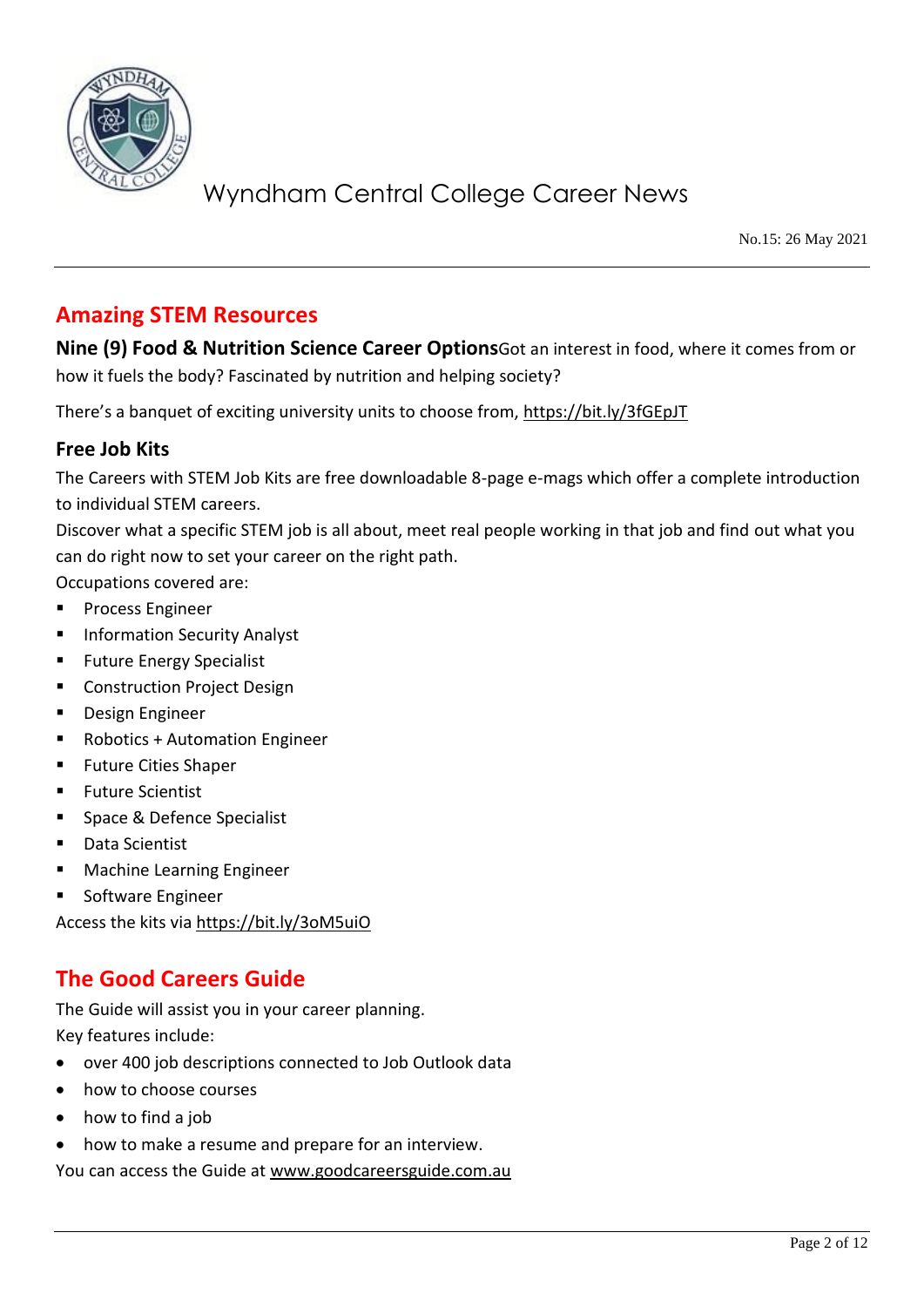## Amazing STEM Resources

**Nine (9) Food & Nutrition Science Career Options**Got an interest in food, where it comes from or how it fuels the body? Fascinated by nutrition and helping society?

There's a banquet of exciting university units to choose from, https://bit.ly/3fGEpJT

### Free Job Kits

The Careers with STEM Job Kits are free downloadable 8-page e-mags which offer a complete introduction to individual STEM careers.
Discover what a specific STEM job is all about, meet real people working in that job and find out what you can do right now to set your career on the right path.
Occupations covered are:

- Process Engineer
- Information Security Analyst
- Future Energy Specialist
- Construction Project Design
- Design Engineer
- Robotics + Automation Engineer
- Future Cities Shaper
- Future Scientist
- Space & Defence Specialist
- Data Scientist
- Machine Learning Engineer
- Software Engineer

Access the kits via https://bit.ly/3oM5uiO

## The Good Careers Guide

The Guide will assist you in your career planning.
Key features include:

- over 400 job descriptions connected to Job Outlook data
- how to choose courses
- how to find a job
- how to make a resume and prepare for an interview.

You can access the Guide at www.goodcareersguide.com.au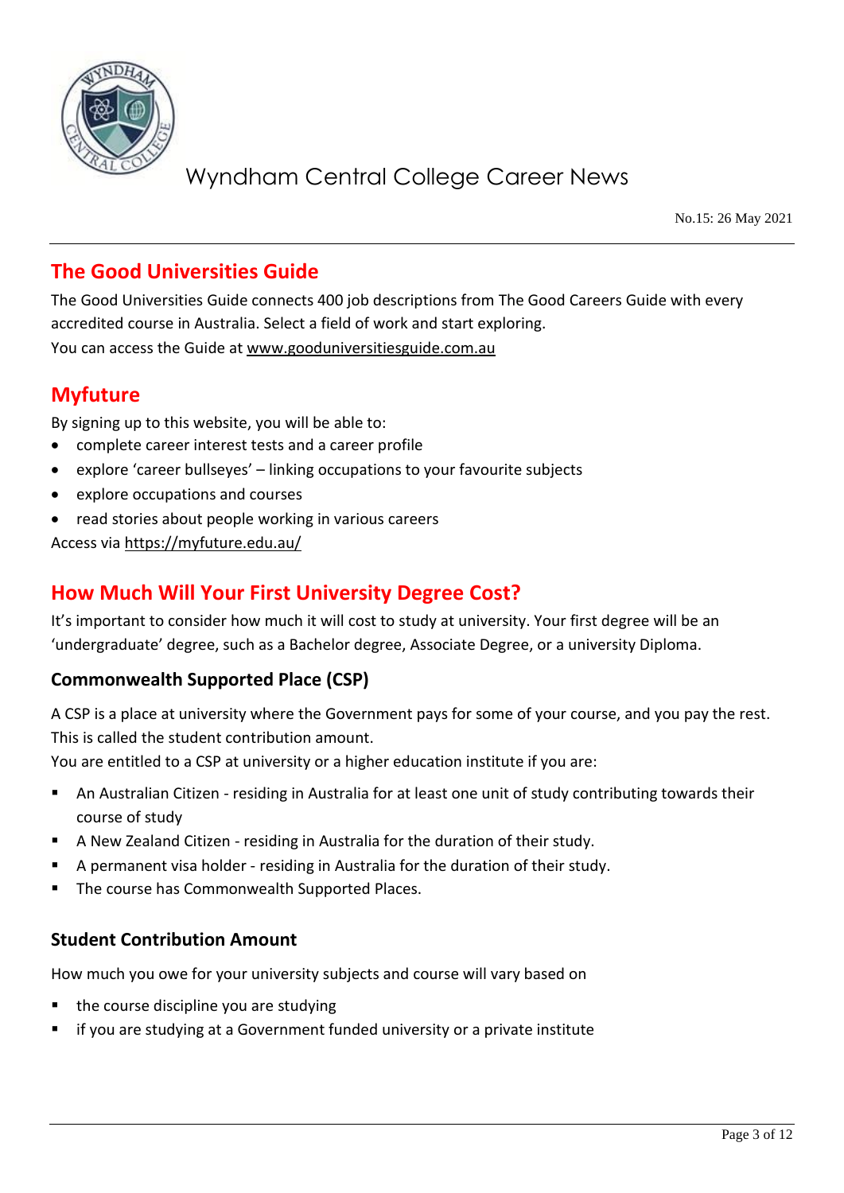## The Good Universities Guide

The Good Universities Guide connects 400 job descriptions from The Good Careers Guide with every accredited course in Australia. Select a field of work and start exploring.
You can access the Guide at www.gooduniversitiesguide.com.au

## Myfuture

By signing up to this website, you will be able to:

- complete career interest tests and a career profile
- explore 'career bullseyes' – linking occupations to your favourite subjects
- explore occupations and courses
- read stories about people working in various careers

Access via https://myfuture.edu.au/

## How Much Will Your First University Degree Cost?

It's important to consider how much it will cost to study at university. Your first degree will be an 'undergraduate' degree, such as a Bachelor degree, Associate Degree, or a university Diploma.

### Commonwealth Supported Place (CSP)

A CSP is a place at university where the Government pays for some of your course, and you pay the rest. This is called the student contribution amount.
You are entitled to a CSP at university or a higher education institute if you are:

- An Australian Citizen - residing in Australia for at least one unit of study contributing towards their course of study
- A New Zealand Citizen - residing in Australia for the duration of their study.
- A permanent visa holder - residing in Australia for the duration of their study.
- The course has Commonwealth Supported Places.

### Student Contribution Amount

How much you owe for your university subjects and course will vary based on

- the course discipline you are studying
- if you are studying at a Government funded university or a private institute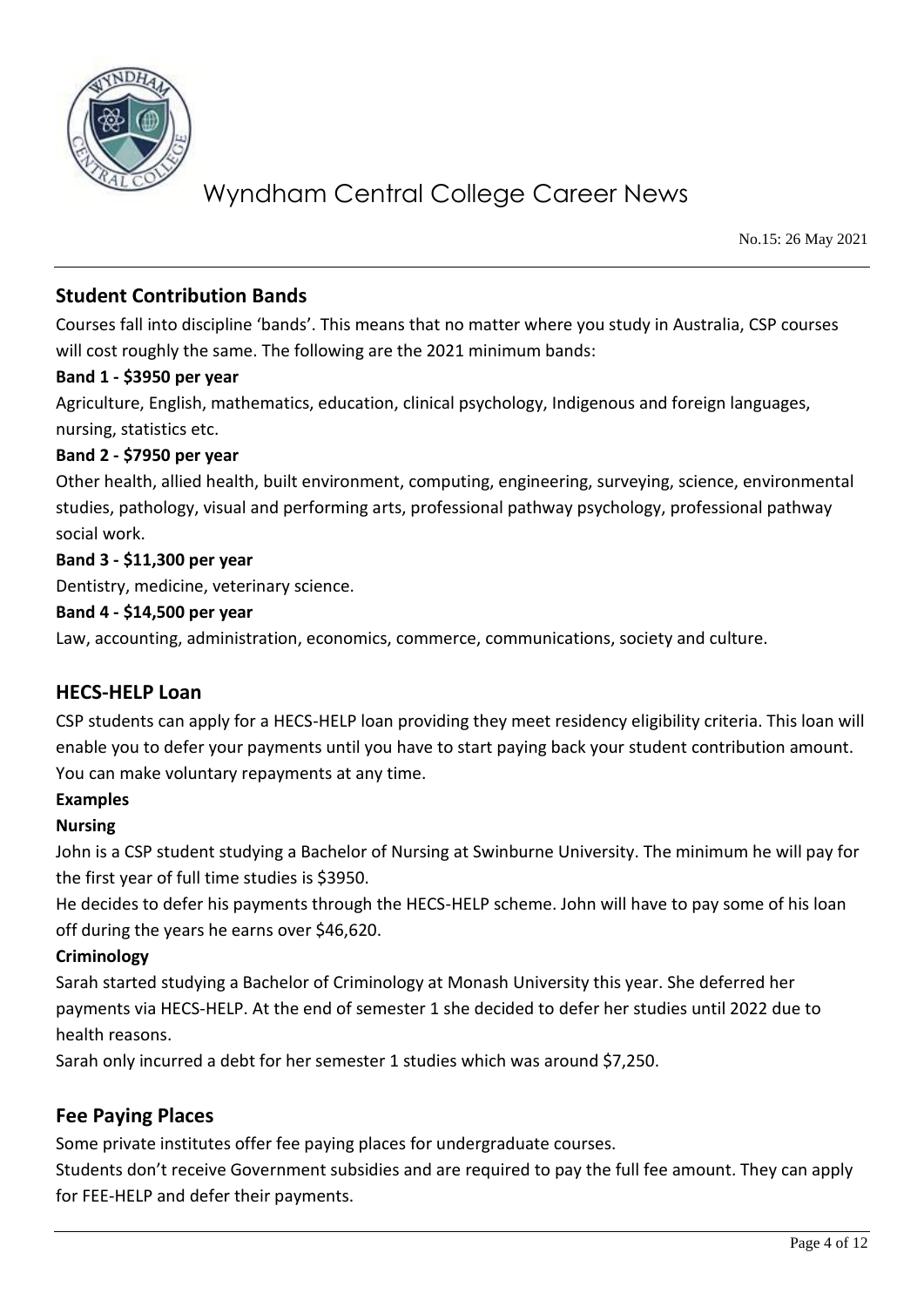## Student Contribution Bands

Courses fall into discipline 'bands'. This means that no matter where you study in Australia, CSP courses will cost roughly the same. The following are the 2021 minimum bands:

**Band 1 - $3950 per year**

Agriculture, English, mathematics, education, clinical psychology, Indigenous and foreign languages, nursing, statistics etc.

**Band 2 - $7950 per year**

Other health, allied health, built environment, computing, engineering, surveying, science, environmental studies, pathology, visual and performing arts, professional pathway psychology, professional pathway social work.

**Band 3 - $11,300 per year**

Dentistry, medicine, veterinary science.

**Band 4 - $14,500 per year**

Law, accounting, administration, economics, commerce, communications, society and culture.

## HECS-HELP Loan

CSP students can apply for a HECS-HELP loan providing they meet residency eligibility criteria. This loan will enable you to defer your payments until you have to start paying back your student contribution amount. You can make voluntary repayments at any time.

**Examples**

**Nursing**

John is a CSP student studying a Bachelor of Nursing at Swinburne University. The minimum he will pay for the first year of full time studies is $3950.

He decides to defer his payments through the HECS-HELP scheme. John will have to pay some of his loan off during the years he earns over $46,620.

**Criminology**

Sarah started studying a Bachelor of Criminology at Monash University this year. She deferred her payments via HECS-HELP. At the end of semester 1 she decided to defer her studies until 2022 due to health reasons.

Sarah only incurred a debt for her semester 1 studies which was around $7,250.

## Fee Paying Places

Some private institutes offer fee paying places for undergraduate courses.

Students don't receive Government subsidies and are required to pay the full fee amount. They can apply for FEE-HELP and defer their payments.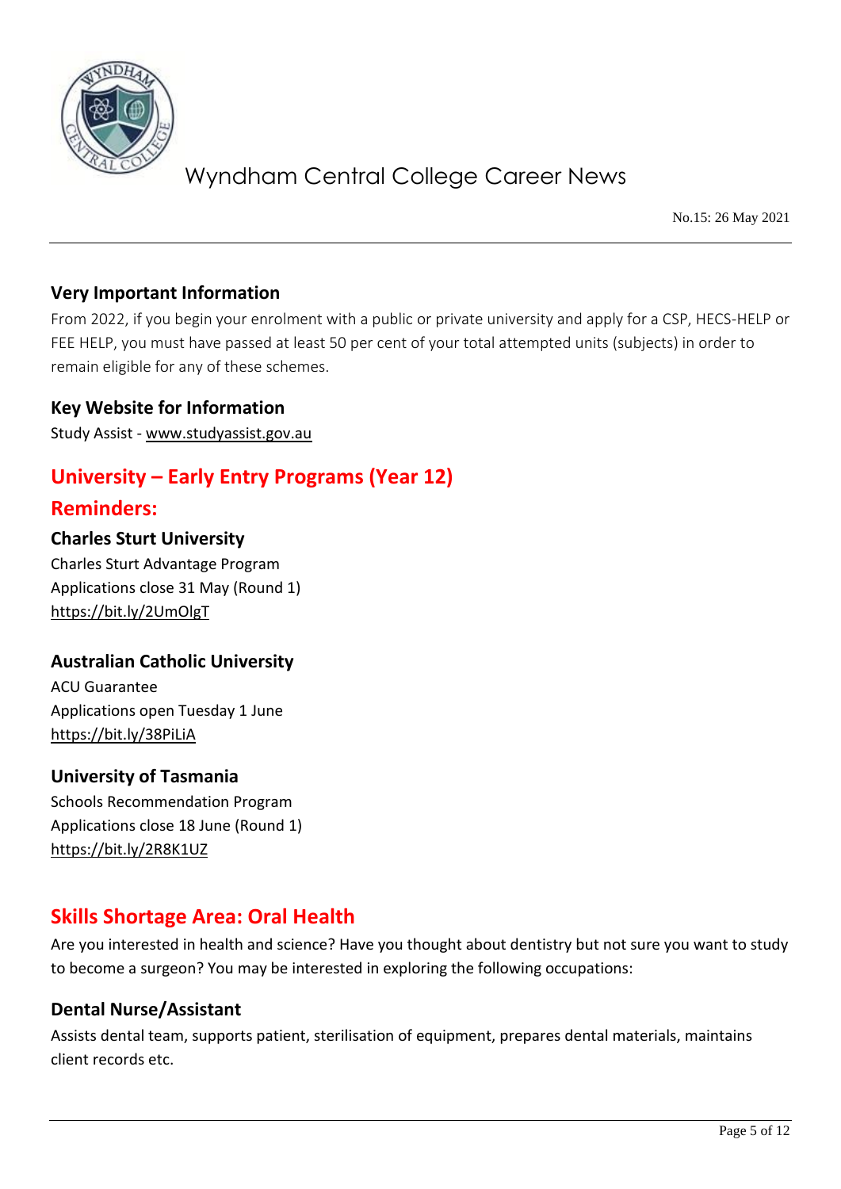### Very Important Information

From 2022, if you begin your enrolment with a public or private university and apply for a CSP, HECS-HELP or FEE HELP, you must have passed at least 50 per cent of your total attempted units (subjects) in order to remain eligible for any of these schemes.

### Key Website for Information

Study Assist - www.studyassist.gov.au

## University – Early Entry Programs (Year 12)

## Reminders:

### Charles Sturt University

Charles Sturt Advantage Program
Applications close 31 May (Round 1)
https://bit.ly/2UmOlgT

### Australian Catholic University

ACU Guarantee
Applications open Tuesday 1 June
https://bit.ly/38PiLiA

### University of Tasmania

Schools Recommendation Program
Applications close 18 June (Round 1)
https://bit.ly/2R8K1UZ

## Skills Shortage Area: Oral Health

Are you interested in health and science? Have you thought about dentistry but not sure you want to study to become a surgeon? You may be interested in exploring the following occupations:

### Dental Nurse/Assistant

Assists dental team, supports patient, sterilisation of equipment, prepares dental materials, maintains client records etc.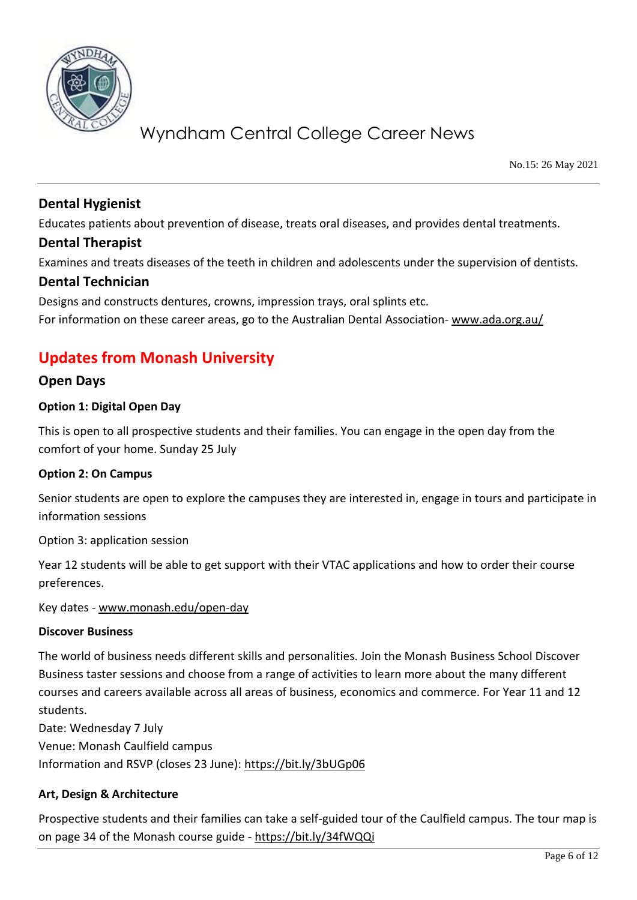### Dental Hygienist

Educates patients about prevention of disease, treats oral diseases, and provides dental treatments.

### Dental Therapist

Examines and treats diseases of the teeth in children and adolescents under the supervision of dentists.

### Dental Technician

Designs and constructs dentures, crowns, impression trays, oral splints etc.
For information on these career areas, go to the Australian Dental Association- www.ada.org.au/

## Updates from Monash University

### Open Days

**Option 1: Digital Open Day**

This is open to all prospective students and their families. You can engage in the open day from the comfort of your home. Sunday 25 July

**Option 2: On Campus**

Senior students are open to explore the campuses they are interested in, engage in tours and participate in information sessions

Option 3: application session

Year 12 students will be able to get support with their VTAC applications and how to order their course preferences.

Key dates - www.monash.edu/open-day

**Discover Business**

The world of business needs different skills and personalities. Join the Monash Business School Discover Business taster sessions and choose from a range of activities to learn more about the many different courses and careers available across all areas of business, economics and commerce. For Year 11 and 12 students.
Date: Wednesday 7 July
Venue: Monash Caulfield campus
Information and RSVP (closes 23 June): https://bit.ly/3bUGp06

**Art, Design & Architecture**

Prospective students and their families can take a self-guided tour of the Caulfield campus. The tour map is on page 34 of the Monash course guide - https://bit.ly/34fWQQi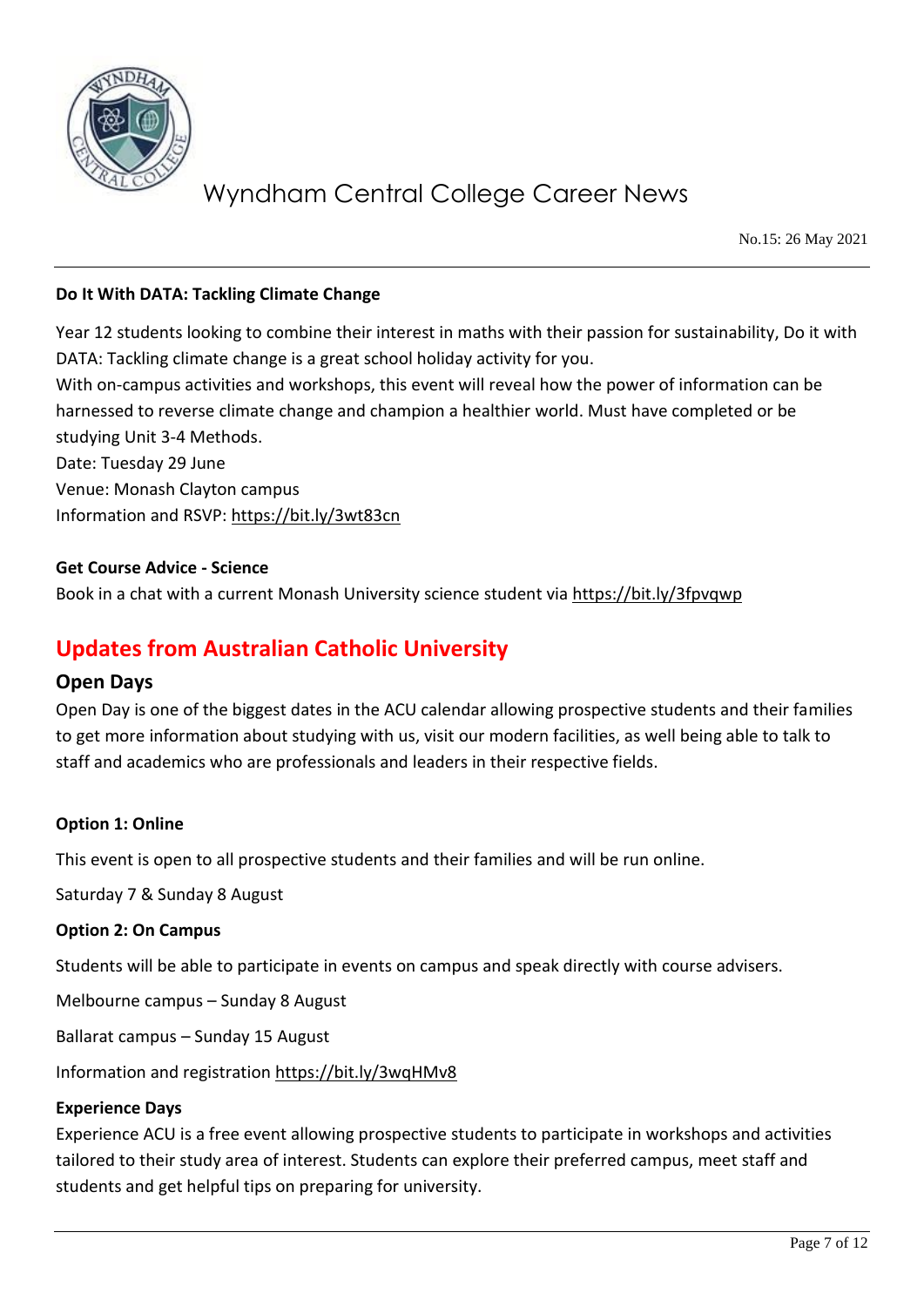**Do It With DATA: Tackling Climate Change**

Year 12 students looking to combine their interest in maths with their passion for sustainability, Do it with DATA: Tackling climate change is a great school holiday activity for you.
With on-campus activities and workshops, this event will reveal how the power of information can be harnessed to reverse climate change and champion a healthier world. Must have completed or be studying Unit 3-4 Methods.
Date: Tuesday 29 June
Venue: Monash Clayton campus
Information and RSVP: https://bit.ly/3wt83cn

**Get Course Advice - Science**

Book in a chat with a current Monash University science student via https://bit.ly/3fpvqwp

## Updates from Australian Catholic University

### Open Days

Open Day is one of the biggest dates in the ACU calendar allowing prospective students and their families to get more information about studying with us, visit our modern facilities, as well being able to talk to staff and academics who are professionals and leaders in their respective fields.

**Option 1: Online**

This event is open to all prospective students and their families and will be run online.

Saturday 7 & Sunday 8 August

**Option 2: On Campus**

Students will be able to participate in events on campus and speak directly with course advisers.

Melbourne campus – Sunday 8 August

Ballarat campus – Sunday 15 August

Information and registration https://bit.ly/3wqHMv8

**Experience Days**

Experience ACU is a free event allowing prospective students to participate in workshops and activities tailored to their study area of interest. Students can explore their preferred campus, meet staff and students and get helpful tips on preparing for university.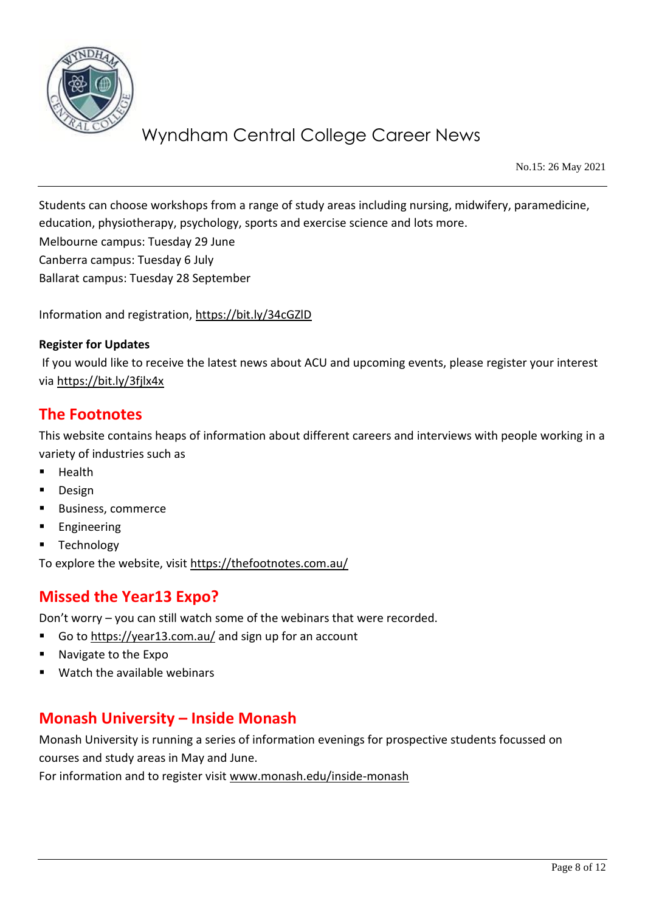Students can choose workshops from a range of study areas including nursing, midwifery, paramedicine, education, physiotherapy, psychology, sports and exercise science and lots more.

Melbourne campus: Tuesday 29 June

Canberra campus: Tuesday 6 July

Ballarat campus: Tuesday 28 September

Information and registration, https://bit.ly/34cGZlD

**Register for Updates**

If you would like to receive the latest news about ACU and upcoming events, please register your interest via https://bit.ly/3fjlx4x

## The Footnotes

This website contains heaps of information about different careers and interviews with people working in a variety of industries such as

- Health
- Design
- Business, commerce
- Engineering
- Technology

To explore the website, visit https://thefootnotes.com.au/

## Missed the Year13 Expo?

Don't worry – you can still watch some of the webinars that were recorded.

- Go to https://year13.com.au/ and sign up for an account
- Navigate to the Expo
- Watch the available webinars

## Monash University – Inside Monash

Monash University is running a series of information evenings for prospective students focussed on courses and study areas in May and June.

For information and to register visit www.monash.edu/inside-monash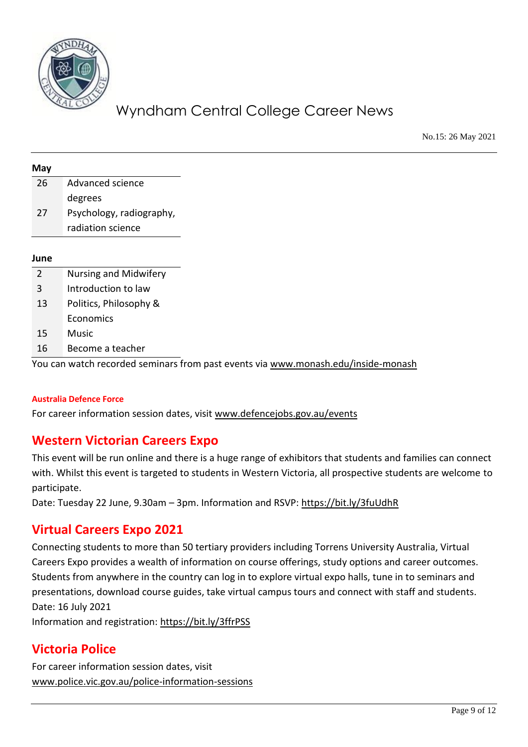**May**

| | |
|---|---|
| 26 | Advanced science degrees |
| 27 | Psychology, radiography, radiation science |

**June**

| | |
|---|---|
| 2 | Nursing and Midwifery |
| 3 | Introduction to law |
| 13 | Politics, Philosophy & Economics |
| 15 | Music |
| 16 | Become a teacher |

You can watch recorded seminars from past events via www.monash.edu/inside-monash

#### Australia Defence Force

For career information session dates, visit www.defencejobs.gov.au/events

## Western Victorian Careers Expo

This event will be run online and there is a huge range of exhibitors that students and families can connect with. Whilst this event is targeted to students in Western Victoria, all prospective students are welcome to participate.

Date: Tuesday 22 June, 9.30am – 3pm. Information and RSVP: https://bit.ly/3fuUdhR

## Virtual Careers Expo 2021

Connecting students to more than 50 tertiary providers including Torrens University Australia, Virtual Careers Expo provides a wealth of information on course offerings, study options and career outcomes. Students from anywhere in the country can log in to explore virtual expo halls, tune in to seminars and presentations, download course guides, take virtual campus tours and connect with staff and students.

Date: 16 July 2021

Information and registration: https://bit.ly/3ffrPSS

## Victoria Police

For career information session dates, visit www.police.vic.gov.au/police-information-sessions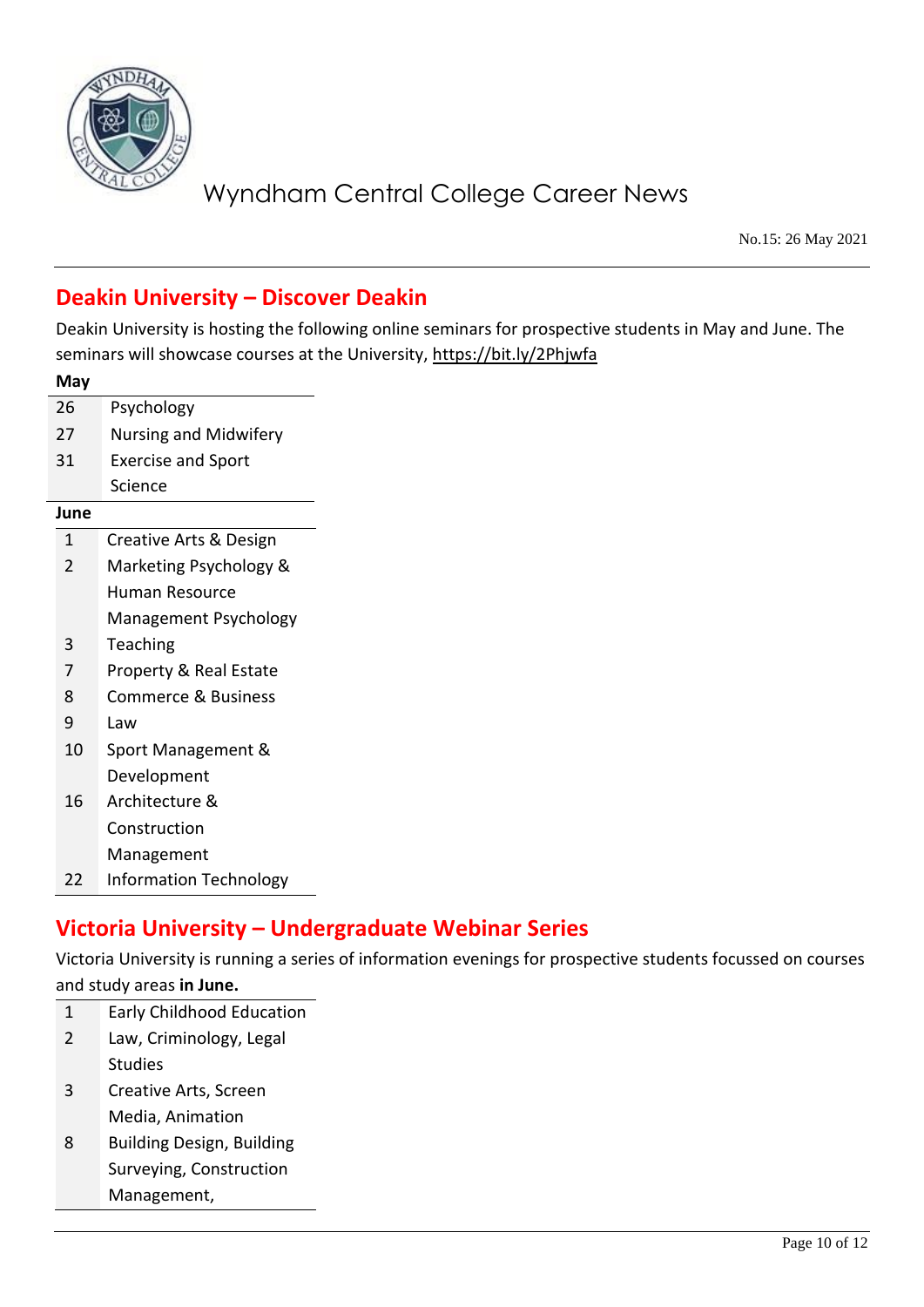## Deakin University – Discover Deakin

Deakin University is hosting the following online seminars for prospective students in May and June. The seminars will showcase courses at the University, https://bit.ly/2Phjwfa

| May | |
|---|---|
| 26 | Psychology |
| 27 | Nursing and Midwifery |
| 31 | Exercise and Sport Science |

| June | |
|---|---|
| 1 | Creative Arts & Design |
| 2 | Marketing Psychology & Human Resource Management Psychology |
| 3 | Teaching |
| 7 | Property & Real Estate |
| 8 | Commerce & Business |
| 9 | Law |
| 10 | Sport Management & Development |
| 16 | Architecture & Construction Management |
| 22 | Information Technology |

## Victoria University – Undergraduate Webinar Series

Victoria University is running a series of information evenings for prospective students focussed on courses and study areas **in June.**

| | |
|---|---|
| 1 | Early Childhood Education |
| 2 | Law, Criminology, Legal Studies |
| 3 | Creative Arts, Screen Media, Animation |
| 8 | Building Design, Building Surveying, Construction Management, |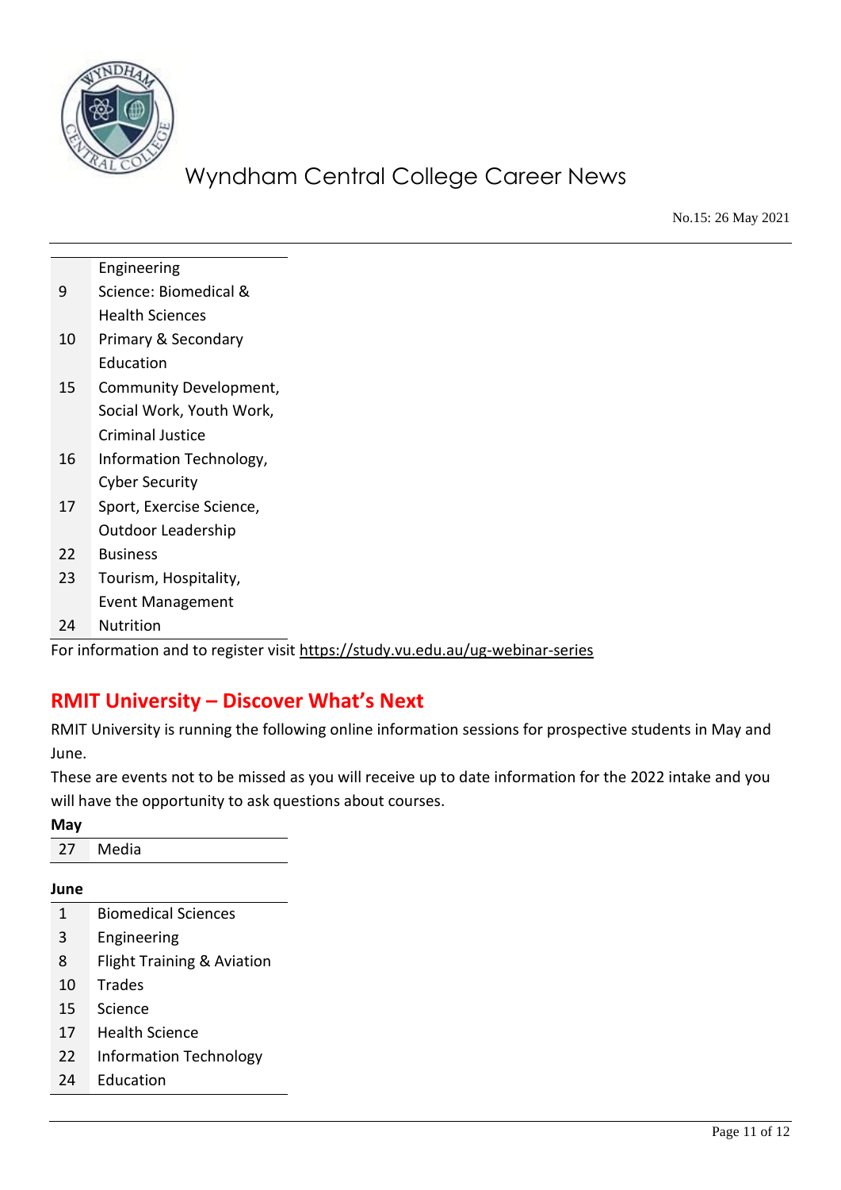| | |
|---|---|
| | Engineering |
| 9 | Science: Biomedical & Health Sciences |
| 10 | Primary & Secondary Education |
| 15 | Community Development, Social Work, Youth Work, Criminal Justice |
| 16 | Information Technology, Cyber Security |
| 17 | Sport, Exercise Science, Outdoor Leadership |
| 22 | Business |
| 23 | Tourism, Hospitality, Event Management |
| 24 | Nutrition |

For information and to register visit https://study.vu.edu.au/ug-webinar-series

## RMIT University – Discover What's Next

RMIT University is running the following online information sessions for prospective students in May and June.

These are events not to be missed as you will receive up to date information for the 2022 intake and you will have the opportunity to ask questions about courses.

**May**

| | |
|---|---|
| 27 | Media |

**June**

| | |
|---|---|
| 1 | Biomedical Sciences |
| 3 | Engineering |
| 8 | Flight Training & Aviation |
| 10 | Trades |
| 15 | Science |
| 17 | Health Science |
| 22 | Information Technology |
| 24 | Education |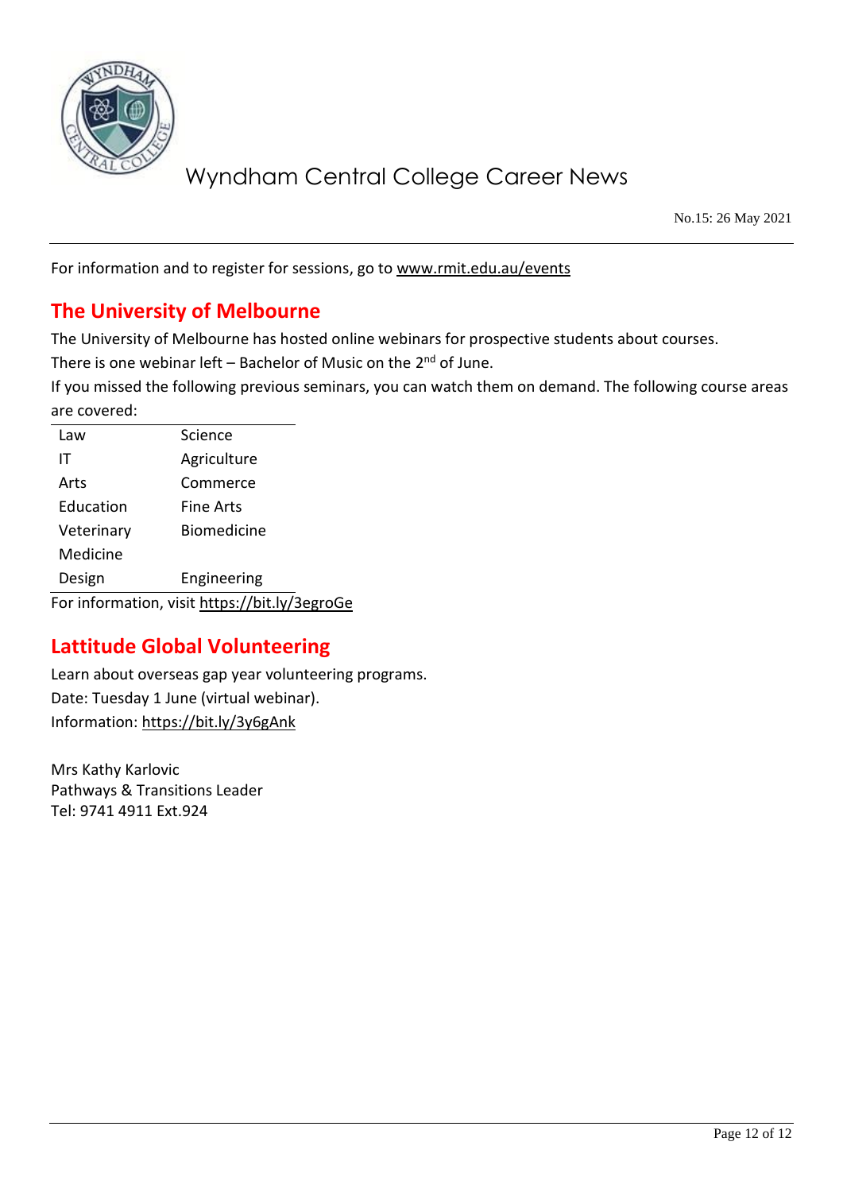For information and to register for sessions, go to www.rmit.edu.au/events

## The University of Melbourne

The University of Melbourne has hosted online webinars for prospective students about courses.

There is one webinar left – Bachelor of Music on the 2nd of June.

If you missed the following previous seminars, you can watch them on demand. The following course areas are covered:

| | |
|---|---|
| Law | Science |
| IT | Agriculture |
| Arts | Commerce |
| Education | Fine Arts |
| Veterinary Medicine | Biomedicine |
| Design | Engineering |

For information, visit https://bit.ly/3egroGe

## Lattitude Global Volunteering

Learn about overseas gap year volunteering programs.
Date: Tuesday 1 June (virtual webinar).
Information: https://bit.ly/3y6gAnk

Mrs Kathy Karlovic
Pathways & Transitions Leader
Tel: 9741 4911 Ext.924